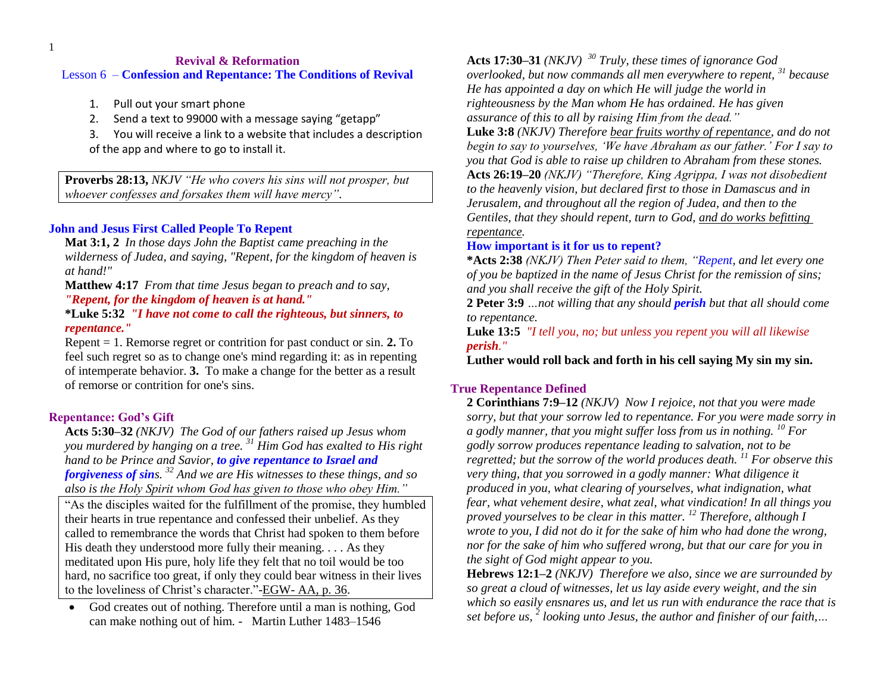## Revival & Reformation

### Lesson 6 – Confession and Repentance: The Conditions of Revival

1. Pull out your smart phone
2. Send a text to 99000 with a message saying "getapp"
3. You will receive a link to a website that includes a description of the app and where to go to install it.

> **Proverbs 28:13,** *NKJV "He who covers his sins will not prosper, but whoever confesses and forsakes them will have mercy".*

### John and Jesus First Called People To Repent

**Mat 3:1, 2** *In those days John the Baptist came preaching in the wilderness of Judea, and saying, "Repent, for the kingdom of heaven is at hand!"*

**Matthew 4:17** *From that time Jesus began to preach and to say,* ***"Repent, for the kingdom of heaven is at hand."***

**\*Luke 5:32** ***"I have not come to call the righteous, but sinners, to repentance."***

Repent = 1. Remorse regret or contrition for past conduct or sin. **2.** To feel such regret so as to change one's mind regarding it: as in repenting of intemperate behavior. **3.** To make a change for the better as a result of remorse or contrition for one's sins.

### Repentance: God's Gift

**Acts 5:30–32** *(NKJV) The God of our fathers raised up Jesus whom you murdered by hanging on a tree. [31] Him God has exalted to His right hand to be Prince and Savior,* ***to give repentance to Israel and forgiveness of sins****. [32] And we are His witnesses to these things, and so also is the Holy Spirit whom God has given to those who obey Him."*

> "As the disciples waited for the fulfillment of the promise, they humbled their hearts in true repentance and confessed their unbelief. As they called to remembrance the words that Christ had spoken to them before His death they understood more fully their meaning. . . . As they meditated upon His pure, holy life they felt that no toil would be too hard, no sacrifice too great, if only they could bear witness in their lives to the loveliness of Christ's character."-EGW- AA, p. 36.

- God creates out of nothing. Therefore until a man is nothing, God can make nothing out of him. - Martin Luther 1483–1546

**Acts 17:30–31** *(NKJV) [30] Truly, these times of ignorance God overlooked, but now commands all men everywhere to repent, [31] because He has appointed a day on which He will judge the world in righteousness by the Man whom He has ordained. He has given assurance of this to all by raising Him from the dead."*

**Luke 3:8** *(NKJV) Therefore bear fruits worthy of repentance, and do not begin to say to yourselves, 'We have Abraham as our father.' For I say to you that God is able to raise up children to Abraham from these stones.*

**Acts 26:19–20** *(NKJV) "Therefore, King Agrippa, I was not disobedient to the heavenly vision, but declared first to those in Damascus and in Jerusalem, and throughout all the region of Judea, and then to the Gentiles, that they should repent, turn to God, and do works befitting repentance.*

### How important is it for us to repent?

**\*Acts 2:38** *(NKJV) Then Peter said to them, "Repent, and let every one of you be baptized in the name of Jesus Christ for the remission of sins; and you shall receive the gift of the Holy Spirit.*

**2 Peter 3:9** *...not willing that any should* ***perish*** *but that all should come to repentance.*

**Luke 13:5** *"I tell you, no; but unless you repent you will all likewise perish."*

**Luther would roll back and forth in his cell saying My sin my sin.**

### True Repentance Defined

**2 Corinthians 7:9–12** *(NKJV) Now I rejoice, not that you were made sorry, but that your sorrow led to repentance. For you were made sorry in a godly manner, that you might suffer loss from us in nothing. [10] For godly sorrow produces repentance leading to salvation, not to be regretted; but the sorrow of the world produces death. [11] For observe this very thing, that you sorrowed in a godly manner: What diligence it produced in you, what clearing of yourselves, what indignation, what fear, what vehement desire, what zeal, what vindication! In all things you proved yourselves to be clear in this matter. [12] Therefore, although I wrote to you, I did not do it for the sake of him who had done the wrong, nor for the sake of him who suffered wrong, but that our care for you in the sight of God might appear to you.*

**Hebrews 12:1–2** *(NKJV) Therefore we also, since we are surrounded by so great a cloud of witnesses, let us lay aside every weight, and the sin which so easily ensnares us, and let us run with endurance the race that is set before us, [2] looking unto Jesus, the author and finisher of our faith,...*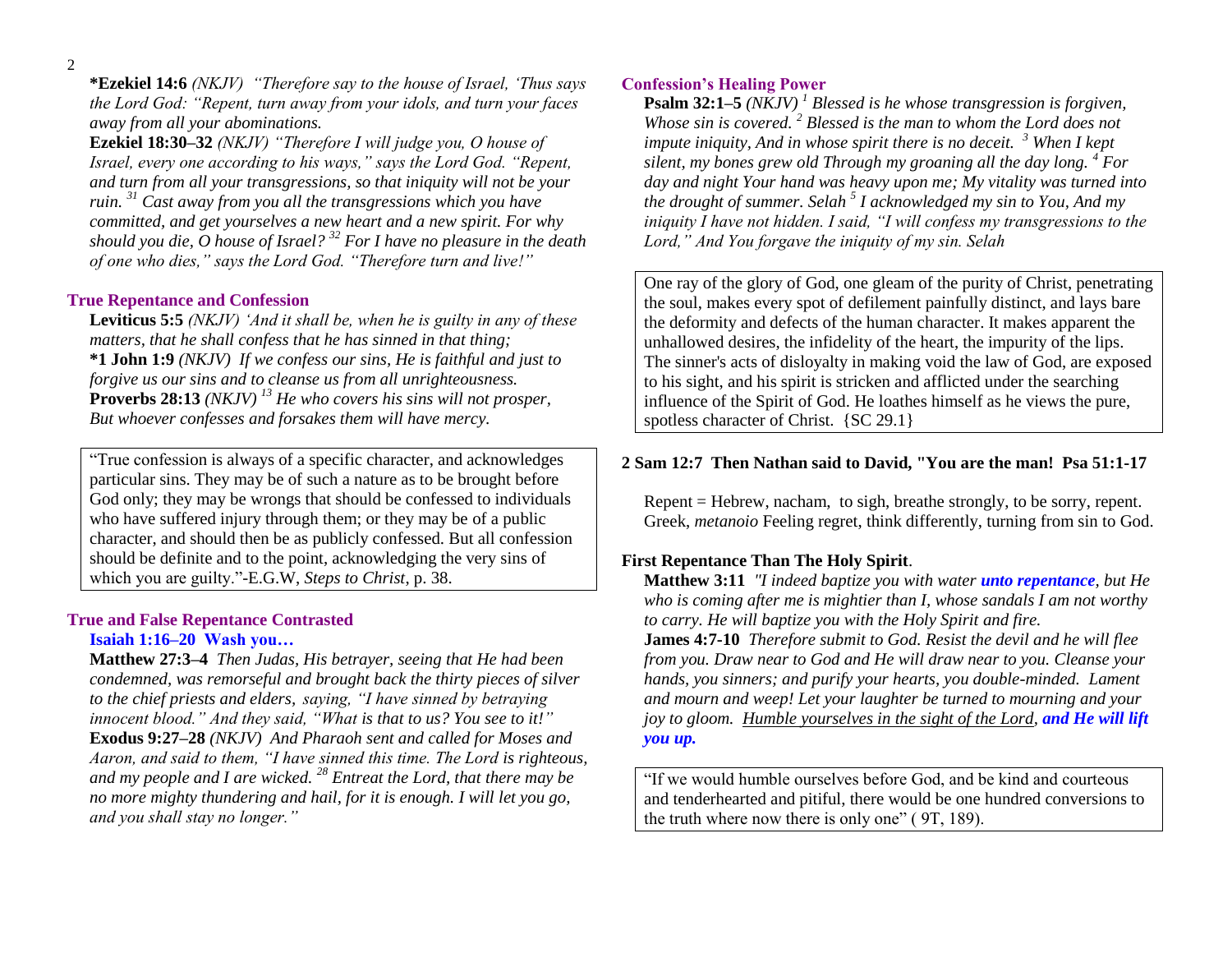**\*Ezekiel 14:6** *(NKJV) "Therefore say to the house of Israel, 'Thus says the Lord God: "Repent, turn away from your idols, and turn your faces away from all your abominations.*

**Ezekiel 18:30–32** *(NKJV) "Therefore I will judge you, O house of Israel, every one according to his ways," says the Lord God. "Repent, and turn from all your transgressions, so that iniquity will not be your ruin. [31] Cast away from you all the transgressions which you have committed, and get yourselves a new heart and a new spirit. For why should you die, O house of Israel? [32] For I have no pleasure in the death of one who dies," says the Lord God. "Therefore turn and live!"*

### True Repentance and Confession

**Leviticus 5:5** *(NKJV) 'And it shall be, when he is guilty in any of these matters, that he shall confess that he has sinned in that thing;*

**\*1 John 1:9** *(NKJV) If we confess our sins, He is faithful and just to forgive us our sins and to cleanse us from all unrighteousness.*

**Proverbs 28:13** *(NKJV) [13] He who covers his sins will not prosper, But whoever confesses and forsakes them will have mercy.*

> "True confession is always of a specific character, and acknowledges particular sins. They may be of such a nature as to be brought before God only; they may be wrongs that should be confessed to individuals who have suffered injury through them; or they may be of a public character, and should then be as publicly confessed. But all confession should be definite and to the point, acknowledging the very sins of which you are guilty."-E.G.W, *Steps to Christ*, p. 38.

### True and False Repentance Contrasted

**Isaiah 1:16–20 Wash you…**

**Matthew 27:3–4** *Then Judas, His betrayer, seeing that He had been condemned, was remorseful and brought back the thirty pieces of silver to the chief priests and elders, saying, "I have sinned by betraying innocent blood." And they said, "What is that to us? You see to it!"*

**Exodus 9:27–28** *(NKJV) And Pharaoh sent and called for Moses and Aaron, and said to them, "I have sinned this time. The Lord is righteous, and my people and I are wicked. [28] Entreat the Lord, that there may be no more mighty thundering and hail, for it is enough. I will let you go, and you shall stay no longer."*

### Confession's Healing Power

**Psalm 32:1–5** *(NKJV) [1] Blessed is he whose transgression is forgiven, Whose sin is covered. [2] Blessed is the man to whom the Lord does not impute iniquity, And in whose spirit there is no deceit. [3] When I kept silent, my bones grew old Through my groaning all the day long. [4] For day and night Your hand was heavy upon me; My vitality was turned into the drought of summer. Selah [5] I acknowledged my sin to You, And my iniquity I have not hidden. I said, "I will confess my transgressions to the Lord," And You forgave the iniquity of my sin. Selah*

> One ray of the glory of God, one gleam of the purity of Christ, penetrating the soul, makes every spot of defilement painfully distinct, and lays bare the deformity and defects of the human character. It makes apparent the unhallowed desires, the infidelity of the heart, the impurity of the lips. The sinner's acts of disloyalty in making void the law of God, are exposed to his sight, and his spirit is stricken and afflicted under the searching influence of the Spirit of God. He loathes himself as he views the pure, spotless character of Christ. {SC 29.1}

**2 Sam 12:7 Then Nathan said to David, "You are the man! Psa 51:1-17**

Repent = Hebrew, nacham, to sigh, breathe strongly, to be sorry, repent. Greek, *metanoio* Feeling regret, think differently, turning from sin to God.

**First Repentance Than The Holy Spirit**.

**Matthew 3:11** *"I indeed baptize you with water* ***unto repentance****, but He who is coming after me is mightier than I, whose sandals I am not worthy to carry. He will baptize you with the Holy Spirit and fire.*

**James 4:7-10** *Therefore submit to God. Resist the devil and he will flee from you. Draw near to God and He will draw near to you. Cleanse your hands, you sinners; and purify your hearts, you double-minded. Lament and mourn and weep! Let your laughter be turned to mourning and your joy to gloom. Humble yourselves in the sight of the Lord,* ***and He will lift you up.***

> "If we would humble ourselves before God, and be kind and courteous and tenderhearted and pitiful, there would be one hundred conversions to the truth where now there is only one" ( 9T, 189).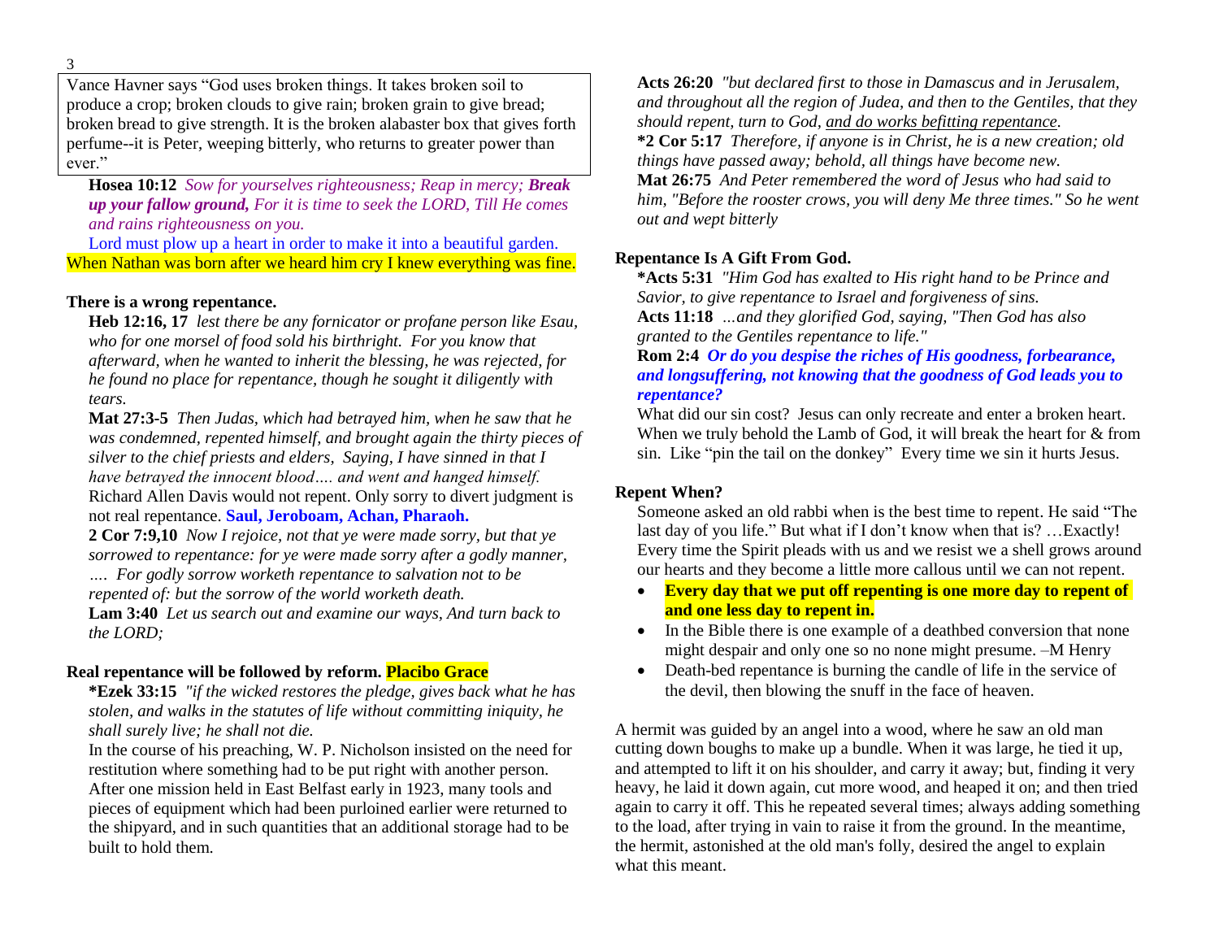Vance Havner says "God uses broken things. It takes broken soil to produce a crop; broken clouds to give rain; broken grain to give bread; broken bread to give strength. It is the broken alabaster box that gives forth perfume--it is Peter, weeping bitterly, who returns to greater power than ever."

**Hosea 10:12** *Sow for yourselves righteousness; Reap in mercy;* ***Break up your fallow ground,*** *For it is time to seek the LORD, Till He comes and rains righteousness on you.*

Lord must plow up a heart in order to make it into a beautiful garden.

When Nathan was born after we heard him cry I knew everything was fine.

**There is a wrong repentance.**

**Heb 12:16, 17** *lest there be any fornicator or profane person like Esau, who for one morsel of food sold his birthright. For you know that afterward, when he wanted to inherit the blessing, he was rejected, for he found no place for repentance, though he sought it diligently with tears.*

**Mat 27:3-5** *Then Judas, which had betrayed him, when he saw that he was condemned, repented himself, and brought again the thirty pieces of silver to the chief priests and elders, Saying, I have sinned in that I have betrayed the innocent blood…. and went and hanged himself.*

Richard Allen Davis would not repent. Only sorry to divert judgment is not real repentance. **Saul, Jeroboam, Achan, Pharaoh.**

**2 Cor 7:9,10** *Now I rejoice, not that ye were made sorry, but that ye sorrowed to repentance: for ye were made sorry after a godly manner, …. For godly sorrow worketh repentance to salvation not to be repented of: but the sorrow of the world worketh death.*

**Lam 3:40** *Let us search out and examine our ways, And turn back to the LORD;*

**Real repentance will be followed by reform. Placibo Grace**

**\*Ezek 33:15** *"if the wicked restores the pledge, gives back what he has stolen, and walks in the statutes of life without committing iniquity, he shall surely live; he shall not die.*

In the course of his preaching, W. P. Nicholson insisted on the need for restitution where something had to be put right with another person. After one mission held in East Belfast early in 1923, many tools and pieces of equipment which had been purloined earlier were returned to the shipyard, and in such quantities that an additional storage had to be built to hold them.

**Acts 26:20** *"but declared first to those in Damascus and in Jerusalem, and throughout all the region of Judea, and then to the Gentiles, that they should repent, turn to God, and do works befitting repentance.*

**\*2 Cor 5:17** *Therefore, if anyone is in Christ, he is a new creation; old things have passed away; behold, all things have become new.*

**Mat 26:75** *And Peter remembered the word of Jesus who had said to him, "Before the rooster crows, you will deny Me three times." So he went out and wept bitterly*

**Repentance Is A Gift From God.**

**\*Acts 5:31** *"Him God has exalted to His right hand to be Prince and Savior, to give repentance to Israel and forgiveness of sins.*

**Acts 11:18** *…and they glorified God, saying, "Then God has also granted to the Gentiles repentance to life."*

**Rom 2:4** ***Or do you despise the riches of His goodness, forbearance, and longsuffering, not knowing that the goodness of God leads you to repentance?***

What did our sin cost? Jesus can only recreate and enter a broken heart. When we truly behold the Lamb of God, it will break the heart for & from sin. Like "pin the tail on the donkey" Every time we sin it hurts Jesus.

**Repent When?**

Someone asked an old rabbi when is the best time to repent. He said "The last day of you life." But what if I don't know when that is? …Exactly! Every time the Spirit pleads with us and we resist we a shell grows around our hearts and they become a little more callous until we can not repent.

- **Every day that we put off repenting is one more day to repent of and one less day to repent in.**
- In the Bible there is one example of a deathbed conversion that none might despair and only one so no none might presume. –M Henry
- Death-bed repentance is burning the candle of life in the service of the devil, then blowing the snuff in the face of heaven.

A hermit was guided by an angel into a wood, where he saw an old man cutting down boughs to make up a bundle. When it was large, he tied it up, and attempted to lift it on his shoulder, and carry it away; but, finding it very heavy, he laid it down again, cut more wood, and heaped it on; and then tried again to carry it off. This he repeated several times; always adding something to the load, after trying in vain to raise it from the ground. In the meantime, the hermit, astonished at the old man's folly, desired the angel to explain what this meant.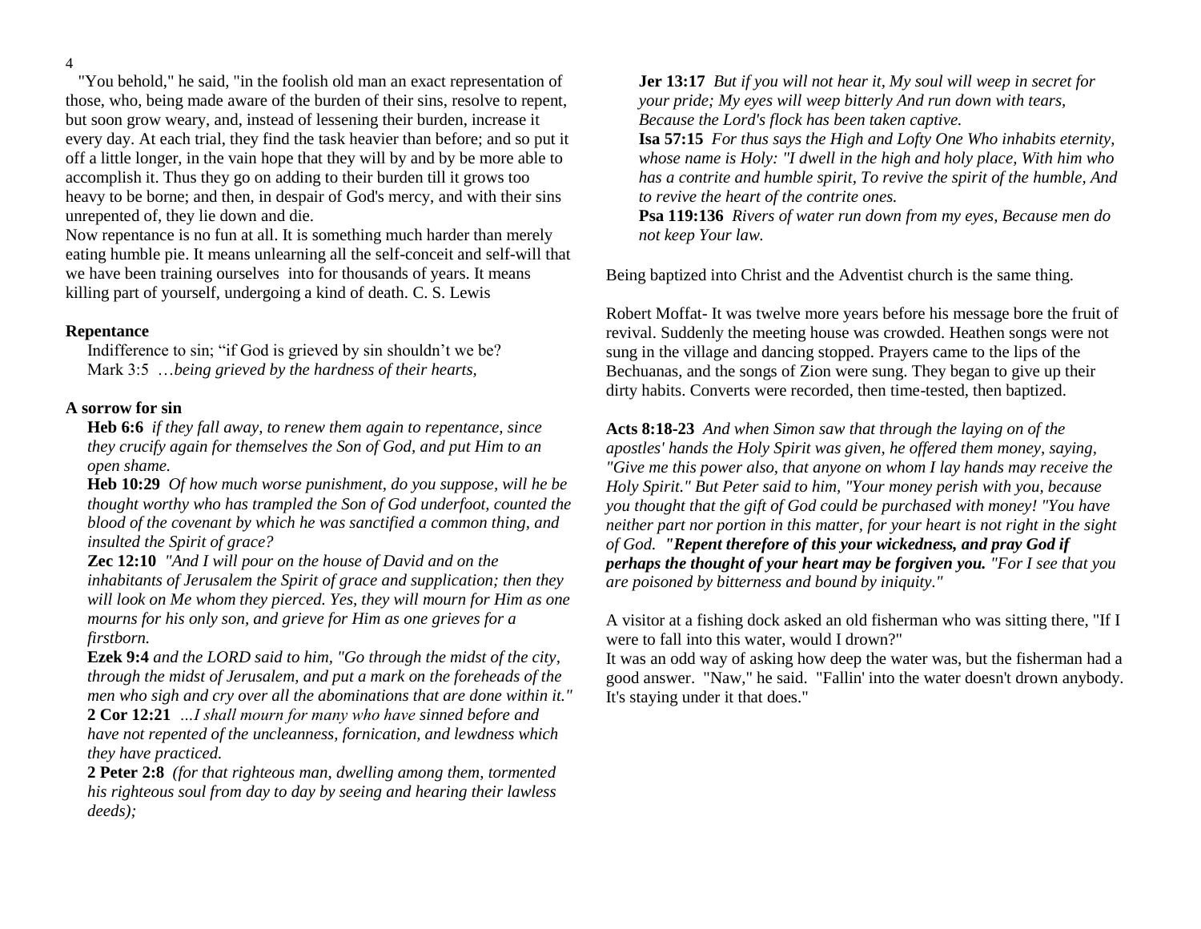"You behold," he said, "in the foolish old man an exact representation of those, who, being made aware of the burden of their sins, resolve to repent, but soon grow weary, and, instead of lessening their burden, increase it every day. At each trial, they find the task heavier than before; and so put it off a little longer, in the vain hope that they will by and by be more able to accomplish it. Thus they go on adding to their burden till it grows too heavy to be borne; and then, in despair of God's mercy, and with their sins unrepented of, they lie down and die.

Now repentance is no fun at all. It is something much harder than merely eating humble pie. It means unlearning all the self-conceit and self-will that we have been training ourselves into for thousands of years. It means killing part of yourself, undergoing a kind of death. C. S. Lewis

**Repentance**

Indifference to sin; "if God is grieved by sin shouldn't we be?
Mark 3:5 …*being grieved by the hardness of their hearts,*

**A sorrow for sin**

**Heb 6:6** *if they fall away, to renew them again to repentance, since they crucify again for themselves the Son of God, and put Him to an open shame.*

**Heb 10:29** *Of how much worse punishment, do you suppose, will he be thought worthy who has trampled the Son of God underfoot, counted the blood of the covenant by which he was sanctified a common thing, and insulted the Spirit of grace?*

**Zec 12:10** *"And I will pour on the house of David and on the inhabitants of Jerusalem the Spirit of grace and supplication; then they will look on Me whom they pierced. Yes, they will mourn for Him as one mourns for his only son, and grieve for Him as one grieves for a firstborn.*

**Ezek 9:4** *and the LORD said to him, "Go through the midst of the city, through the midst of Jerusalem, and put a mark on the foreheads of the men who sigh and cry over all the abominations that are done within it."*

**2 Cor 12:21** *…I shall mourn for many who have sinned before and have not repented of the uncleanness, fornication, and lewdness which they have practiced.*

**2 Peter 2:8** *(for that righteous man, dwelling among them, tormented his righteous soul from day to day by seeing and hearing their lawless deeds);*

**Jer 13:17** *But if you will not hear it, My soul will weep in secret for your pride; My eyes will weep bitterly And run down with tears, Because the Lord's flock has been taken captive.*

**Isa 57:15** *For thus says the High and Lofty One Who inhabits eternity, whose name is Holy: "I dwell in the high and holy place, With him who has a contrite and humble spirit, To revive the spirit of the humble, And to revive the heart of the contrite ones.*

**Psa 119:136** *Rivers of water run down from my eyes, Because men do not keep Your law.*

Being baptized into Christ and the Adventist church is the same thing.

Robert Moffat- It was twelve more years before his message bore the fruit of revival. Suddenly the meeting house was crowded. Heathen songs were not sung in the village and dancing stopped. Prayers came to the lips of the Bechuanas, and the songs of Zion were sung. They began to give up their dirty habits. Converts were recorded, then time-tested, then baptized.

**Acts 8:18-23** *And when Simon saw that through the laying on of the apostles' hands the Holy Spirit was given, he offered them money, saying, "Give me this power also, that anyone on whom I lay hands may receive the Holy Spirit." But Peter said to him, "Your money perish with you, because you thought that the gift of God could be purchased with money! "You have neither part nor portion in this matter, for your heart is not right in the sight of God.* ***"Repent therefore of this your wickedness, and pray God if perhaps the thought of your heart may be forgiven you.*** *"For I see that you are poisoned by bitterness and bound by iniquity."*

A visitor at a fishing dock asked an old fisherman who was sitting there, "If I were to fall into this water, would I drown?"

It was an odd way of asking how deep the water was, but the fisherman had a good answer. "Naw," he said. "Fallin' into the water doesn't drown anybody. It's staying under it that does."